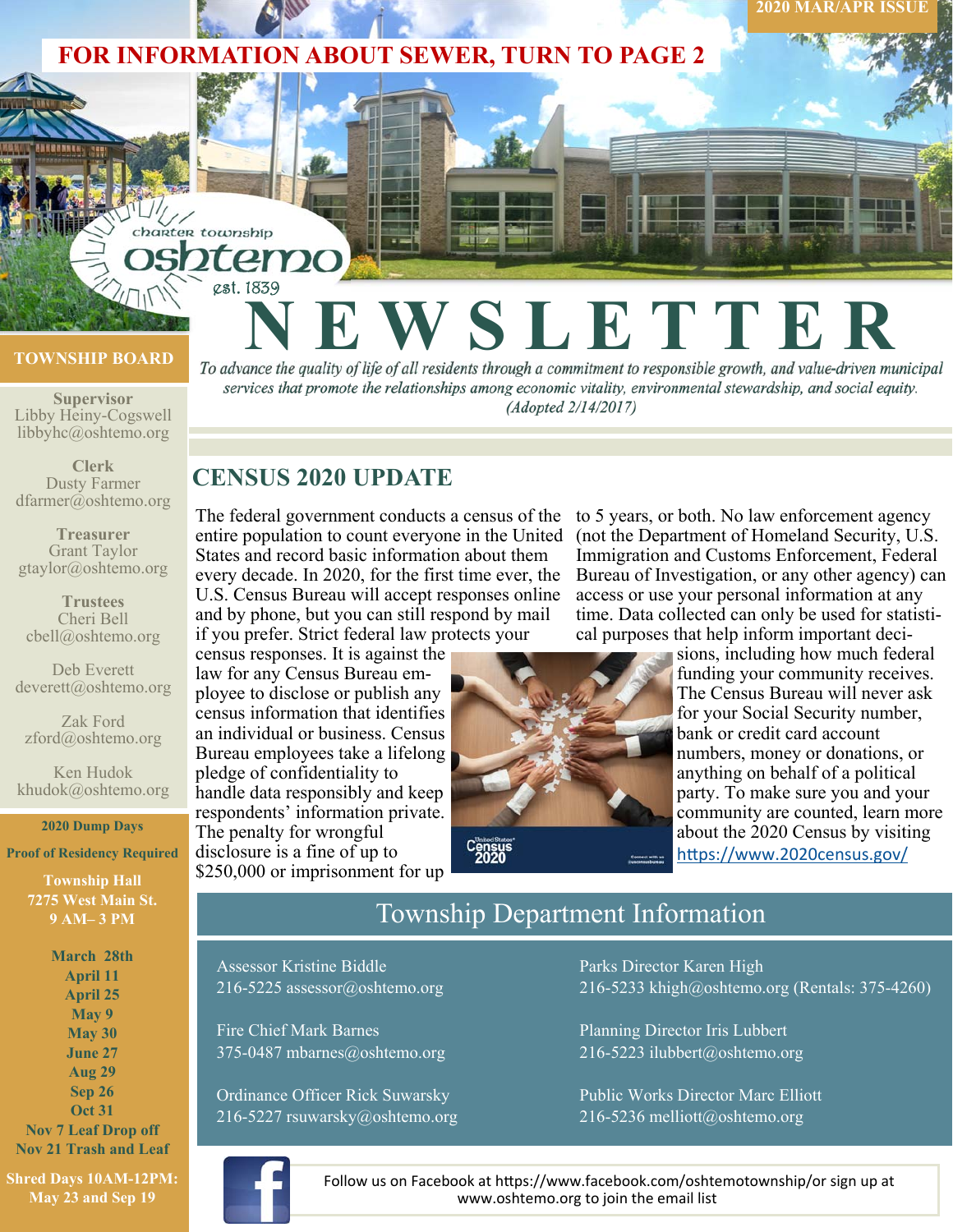2020 MAR/APR ISSUE

**FOR INFORMATION ABOUT SEWER, TURN TO PAGE 2**

charter township oshtemo est. 1839

# NEWSLETTER

*To advance the quality of life of all residents through a commitment to responsible growth, and value-driven municipal services that promote the relationships among economic vitality, environmental stewardship, and social equity. (Adopted 2/14/2017)*

## CENSUS 2020 UPDATE

The federal government conducts a census of the entire population to count everyone in the United States and record basic information about them every decade. In 2020, for the first time ever, the U.S. Census Bureau will accept responses online and by phone, but you can still respond by mail if you prefer. Strict federal law protects your census responses. It is against the law for any Census Bureau employee to disclose or publish any census information that identifies an individual or business. Census Bureau employees take a lifelong pledge of confidentiality to handle data responsibly and keep respondents' information private. The penalty for wrongful disclosure is a fine of up to $250,000 or imprisonment for up to 5 years, or both. No law enforcement agency (not the Department of Homeland Security, U.S. Immigration and Customs Enforcement, Federal Bureau of Investigation, or any other agency) can access or use your personal information at any time. Data collected can only be used for statistical purposes that help inform important decisions, including how much federal funding your community receives. The Census Bureau will never ask for your Social Security number, bank or credit card account numbers, money or donations, or anything on behalf of a political party. To make sure you and your community are counted, learn more about the 2020 Census by visiting https://www.2020census.gov/

## Township Department Information

Assessor Kristine Biddle
216-5225 assessor@oshtemo.org

Fire Chief Mark Barnes
375-0487 mbarnes@oshtemo.org

Ordinance Officer Rick Suwarsky
216-5227 rsuwarsky@oshtemo.org

Parks Director Karen High
216-5233 khigh@oshtemo.org (Rentals: 375-4260)

Planning Director Iris Lubbert
216-5223 ilubbert@oshtemo.org

Public Works Director Marc Elliott
216-5236 melliott@oshtemo.org

Follow us on Facebook at https://www.facebook.com/oshtemotownship/or sign up at www.oshtemo.org to join the email list

## TOWNSHIP BOARD

**Supervisor**
Libby Heiny-Cogswell
libbyhc@oshtemo.org

**Clerk**
Dusty Farmer
dfarmer@oshtemo.org

**Treasurer**
Grant Taylor
gtaylor@oshtemo.org

**Trustees**
Cheri Bell
cbell@oshtemo.org

Deb Everett
deverett@oshtemo.org

Zak Ford
zford@oshtemo.org

Ken Hudok
khudok@oshtemo.org

**2020 Dump Days**

**Proof of Residency Required**

**Township Hall**
**7275 West Main St.**
**9 AM– 3 PM**

**March 28th**
**April 11**
**April 25**
**May 9**
**May 30**
**June 27**
**Aug 29**
**Sep 26**
**Oct 31**
**Nov 7 Leaf Drop off**
**Nov 21 Trash and Leaf**

**Shred Days 10AM-12PM: May 23 and Sep 19**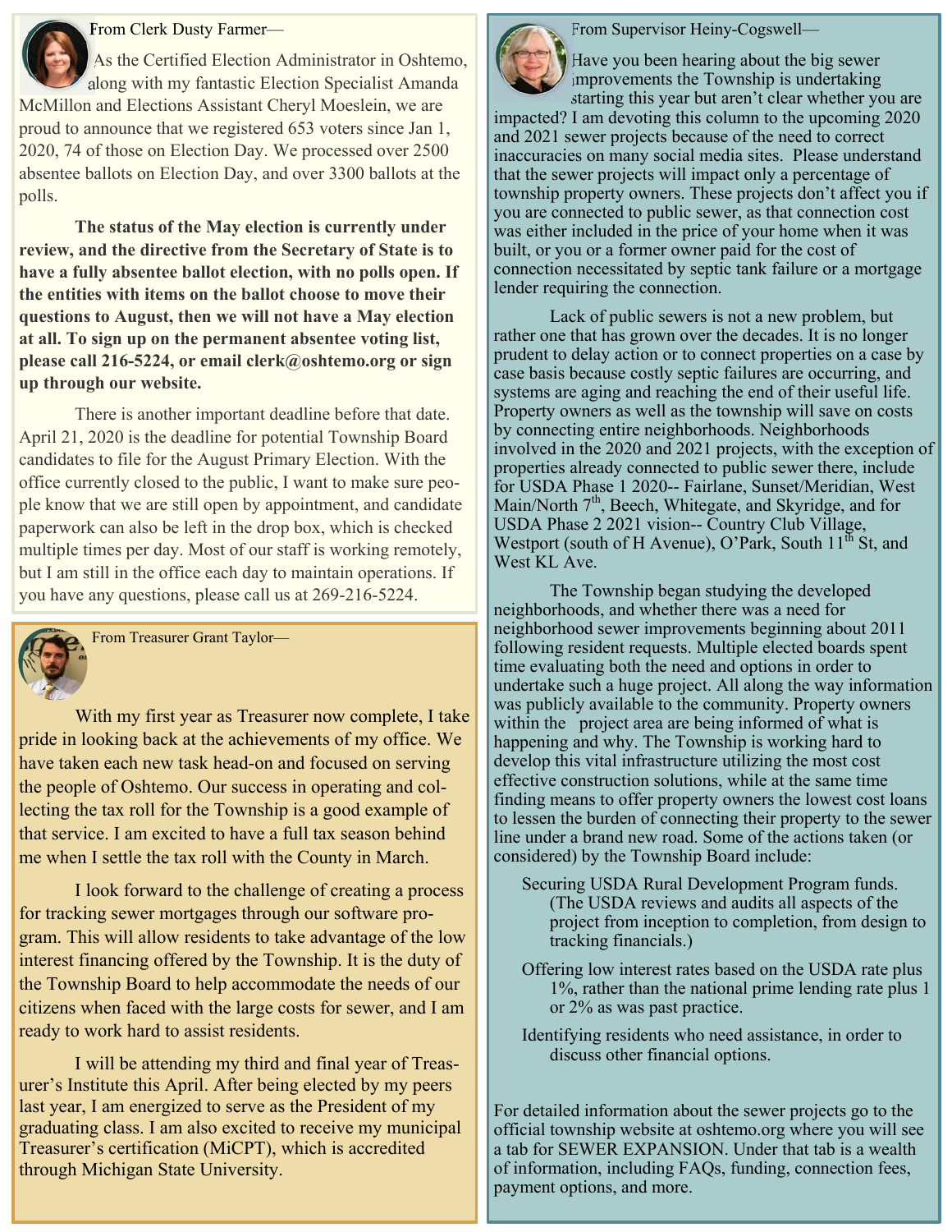## From Clerk Dusty Farmer—

As the Certified Election Administrator in Oshtemo, along with my fantastic Election Specialist Amanda McMillon and Elections Assistant Cheryl Moeslein, we are proud to announce that we registered 653 voters since Jan 1, 2020, 74 of those on Election Day. We processed over 2500 absentee ballots on Election Day, and over 3300 ballots at the polls.

**The status of the May election is currently under review, and the directive from the Secretary of State is to have a fully absentee ballot election, with no polls open. If the entities with items on the ballot choose to move their questions to August, then we will not have a May election at all. To sign up on the permanent absentee voting list, please call 216-5224, or email clerk@oshtemo.org or sign up through our website.**

There is another important deadline before that date. April 21, 2020 is the deadline for potential Township Board candidates to file for the August Primary Election. With the office currently closed to the public, I want to make sure people know that we are still open by appointment, and candidate paperwork can also be left in the drop box, which is checked multiple times per day. Most of our staff is working remotely, but I am still in the office each day to maintain operations. If you have any questions, please call us at 269-216-5224.

## From Treasurer Grant Taylor—

With my first year as Treasurer now complete, I take pride in looking back at the achievements of my office. We have taken each new task head-on and focused on serving the people of Oshtemo. Our success in operating and collecting the tax roll for the Township is a good example of that service. I am excited to have a full tax season behind me when I settle the tax roll with the County in March.

I look forward to the challenge of creating a process for tracking sewer mortgages through our software program. This will allow residents to take advantage of the low interest financing offered by the Township. It is the duty of the Township Board to help accommodate the needs of our citizens when faced with the large costs for sewer, and I am ready to work hard to assist residents.

I will be attending my third and final year of Treasurer's Institute this April. After being elected by my peers last year, I am energized to serve as the President of my graduating class. I am also excited to receive my municipal Treasurer's certification (MiCPT), which is accredited through Michigan State University.

## From Supervisor Heiny-Cogswell—

Have you been hearing about the big sewer improvements the Township is undertaking starting this year but aren't clear whether you are impacted? I am devoting this column to the upcoming 2020 and 2021 sewer projects because of the need to correct inaccuracies on many social media sites. Please understand that the sewer projects will impact only a percentage of township property owners. These projects don't affect you if you are connected to public sewer, as that connection cost was either included in the price of your home when it was built, or you or a former owner paid for the cost of connection necessitated by septic tank failure or a mortgage lender requiring the connection.

Lack of public sewers is not a new problem, but rather one that has grown over the decades. It is no longer prudent to delay action or to connect properties on a case by case basis because costly septic failures are occurring, and systems are aging and reaching the end of their useful life. Property owners as well as the township will save on costs by connecting entire neighborhoods. Neighborhoods involved in the 2020 and 2021 projects, with the exception of properties already connected to public sewer there, include for USDA Phase 1 2020-- Fairlane, Sunset/Meridian, West Main/North 7th, Beech, Whitegate, and Skyridge, and for USDA Phase 2 2021 vision-- Country Club Village, Westport (south of H Avenue), O'Park, South 11th St, and West KL Ave.

The Township began studying the developed neighborhoods, and whether there was a need for neighborhood sewer improvements beginning about 2011 following resident requests. Multiple elected boards spent time evaluating both the need and options in order to undertake such a huge project. All along the way information was publicly available to the community. Property owners within the project area are being informed of what is happening and why. The Township is working hard to develop this vital infrastructure utilizing the most cost effective construction solutions, while at the same time finding means to offer property owners the lowest cost loans to lessen the burden of connecting their property to the sewer line under a brand new road. Some of the actions taken (or considered) by the Township Board include:

- Securing USDA Rural Development Program funds. (The USDA reviews and audits all aspects of the project from inception to completion, from design to tracking financials.)
- Offering low interest rates based on the USDA rate plus 1%, rather than the national prime lending rate plus 1 or 2% as was past practice.
- Identifying residents who need assistance, in order to discuss other financial options.

For detailed information about the sewer projects go to the official township website at oshtemo.org where you will see a tab for SEWER EXPANSION. Under that tab is a wealth of information, including FAQs, funding, connection fees, payment options, and more.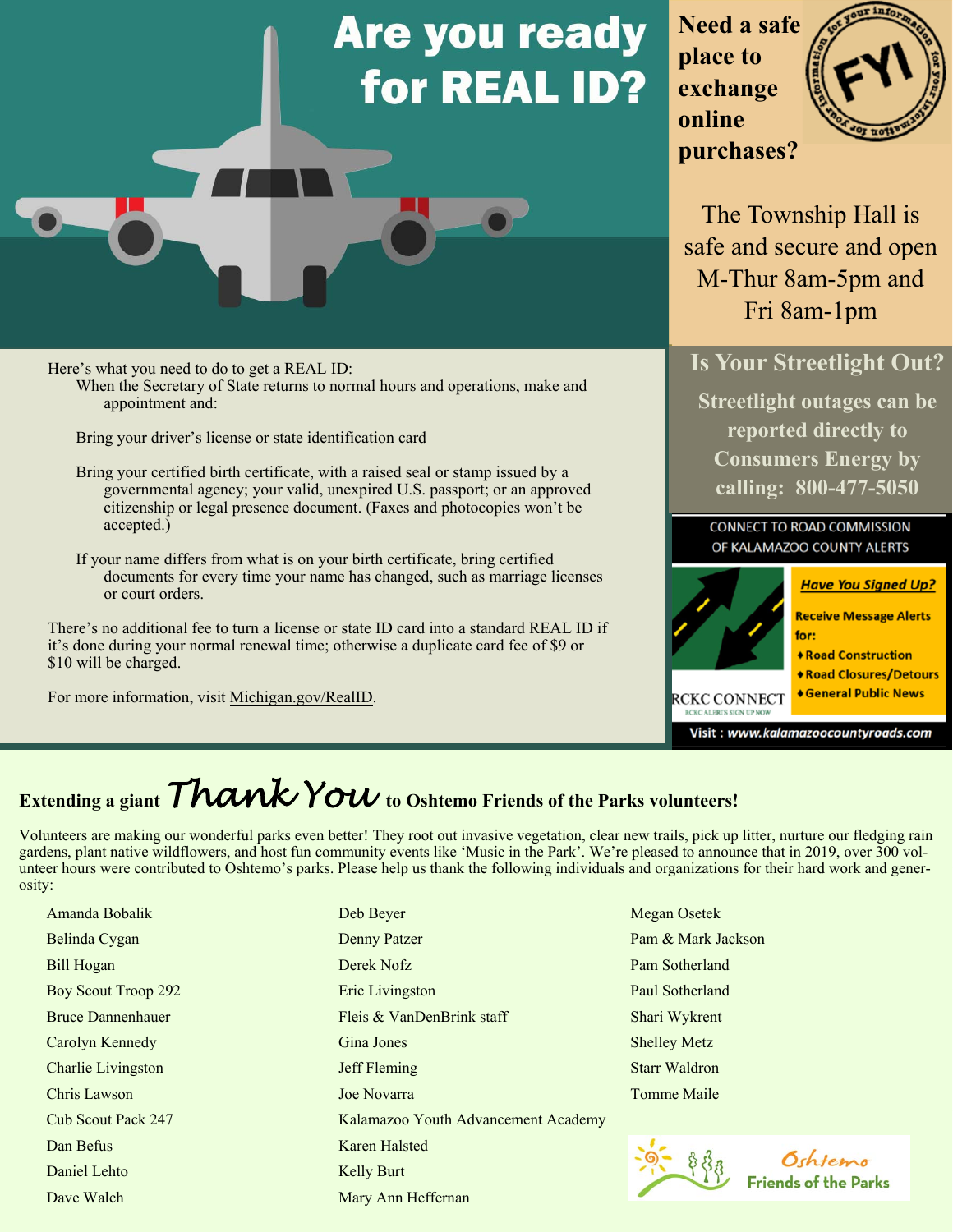# Are you ready for REAL ID?

Here's what you need to do to get a REAL ID:

When the Secretary of State returns to normal hours and operations, make and appointment and:

Bring your driver's license or state identification card

Bring your certified birth certificate, with a raised seal or stamp issued by a governmental agency; your valid, unexpired U.S. passport; or an approved citizenship or legal presence document. (Faxes and photocopies won't be accepted.)

If your name differs from what is on your birth certificate, bring certified documents for every time your name has changed, such as marriage licenses or court orders.

There's no additional fee to turn a license or state ID card into a standard REAL ID if it's done during your normal renewal time; otherwise a duplicate card fee of $9 or $10 will be charged.

For more information, visit Michigan.gov/RealID.

## Need a safe place to exchange online purchases?

FYI

The Township Hall is safe and secure and open M-Thur 8am-5pm and Fri 8am-1pm

## Is Your Streetlight Out?

**Streetlight outages can be reported directly to Consumers Energy by calling: 800-477-5050**

CONNECT TO ROAD COMMISSION OF KALAMAZOO COUNTY ALERTS

***Have You Signed Up?***

**Receive Message Alerts for:**

- **Road Construction**
- **Road Closures/Detours**
- **General Public News**

RCKC CONNECT
RCKC ALERTS SIGN UP NOW

**Visit : *www.kalamazoocountyroads.com***

## Extending a giant *Thank You* to Oshtemo Friends of the Parks volunteers!

Volunteers are making our wonderful parks even better! They root out invasive vegetation, clear new trails, pick up litter, nurture our fledging rain gardens, plant native wildflowers, and host fun community events like 'Music in the Park'. We're pleased to announce that in 2019, over 300 volunteer hours were contributed to Oshtemo's parks. Please help us thank the following individuals and organizations for their hard work and generosity:

- Amanda Bobalik
- Belinda Cygan
- Bill Hogan
- Boy Scout Troop 292
- Bruce Dannenhauer
- Carolyn Kennedy
- Charlie Livingston
- Chris Lawson
- Cub Scout Pack 247
- Dan Befus
- Daniel Lehto
- Dave Walch
- Deb Beyer
- Denny Patzer
- Derek Nofz
- Eric Livingston
- Fleis & VanDenBrink staff
- Gina Jones
- Jeff Fleming
- Joe Novarra
- Kalamazoo Youth Advancement Academy
- Karen Halsted
- Kelly Burt
- Mary Ann Heffernan
- Megan Osetek
- Pam & Mark Jackson
- Pam Sotherland
- Paul Sotherland
- Shari Wykrent
- Shelley Metz
- Starr Waldron
- Tomme Maile

Oshtemo Friends of the Parks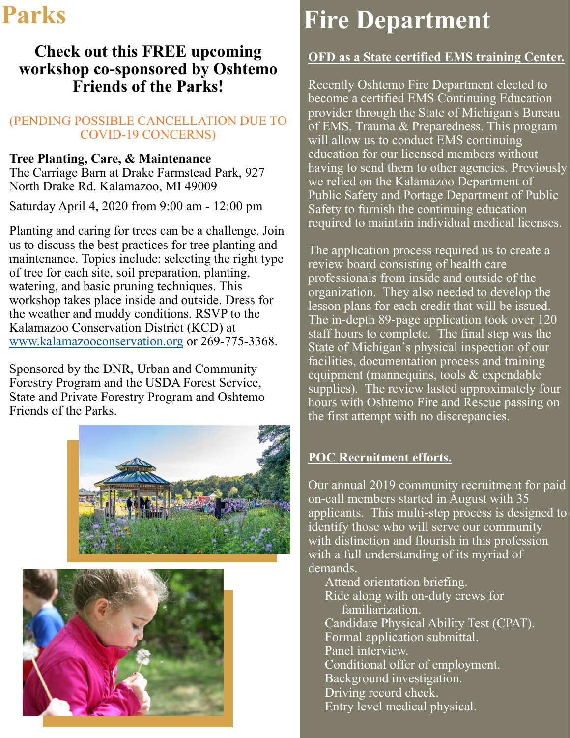# Parks

### Check out this FREE upcoming workshop co-sponsored by Oshtemo Friends of the Parks!

(PENDING POSSIBLE CANCELLATION DUE TO COVID-19 CONCERNS)

**Tree Planting, Care, & Maintenance**
The Carriage Barn at Drake Farmstead Park, 927 North Drake Rd. Kalamazoo, MI 49009

Saturday April 4, 2020 from 9:00 am - 12:00 pm

Planting and caring for trees can be a challenge. Join us to discuss the best practices for tree planting and maintenance. Topics include: selecting the right type of tree for each site, soil preparation, planting, watering, and basic pruning techniques. This workshop takes place inside and outside. Dress for the weather and muddy conditions. RSVP to the Kalamazoo Conservation District (KCD) at [www.kalamazooconservation.org](www.kalamazooconservation.org) or 269-775-3368.

Sponsored by the DNR, Urban and Community Forestry Program and the USDA Forest Service, State and Private Forestry Program and Oshtemo Friends of the Parks.

# Fire Department

**OFD as a State certified EMS training Center.**

Recently Oshtemo Fire Department elected to become a certified EMS Continuing Education provider through the State of Michigan's Bureau of EMS, Trauma & Preparedness. This program will allow us to conduct EMS continuing education for our licensed members without having to send them to other agencies. Previously we relied on the Kalamazoo Department of Public Safety and Portage Department of Public Safety to furnish the continuing education required to maintain individual medical licenses.

The application process required us to create a review board consisting of health care professionals from inside and outside of the organization. They also needed to develop the lesson plans for each credit that will be issued. The in-depth 89-page application took over 120 staff hours to complete. The final step was the State of Michigan's physical inspection of our facilities, documentation process and training equipment (mannequins, tools & expendable supplies). The review lasted approximately four hours with Oshtemo Fire and Rescue passing on the first attempt with no discrepancies.

**POC Recruitment efforts.**

Our annual 2019 community recruitment for paid on-call members started in August with 35 applicants. This multi-step process is designed to identify those who will serve our community with distinction and flourish in this profession with a full understanding of its myriad of demands.

- Attend orientation briefing.
- Ride along with on-duty crews for familiarization.
- Candidate Physical Ability Test (CPAT).
- Formal application submittal.
- Panel interview.
- Conditional offer of employment.
- Background investigation.
- Driving record check.
- Entry level medical physical.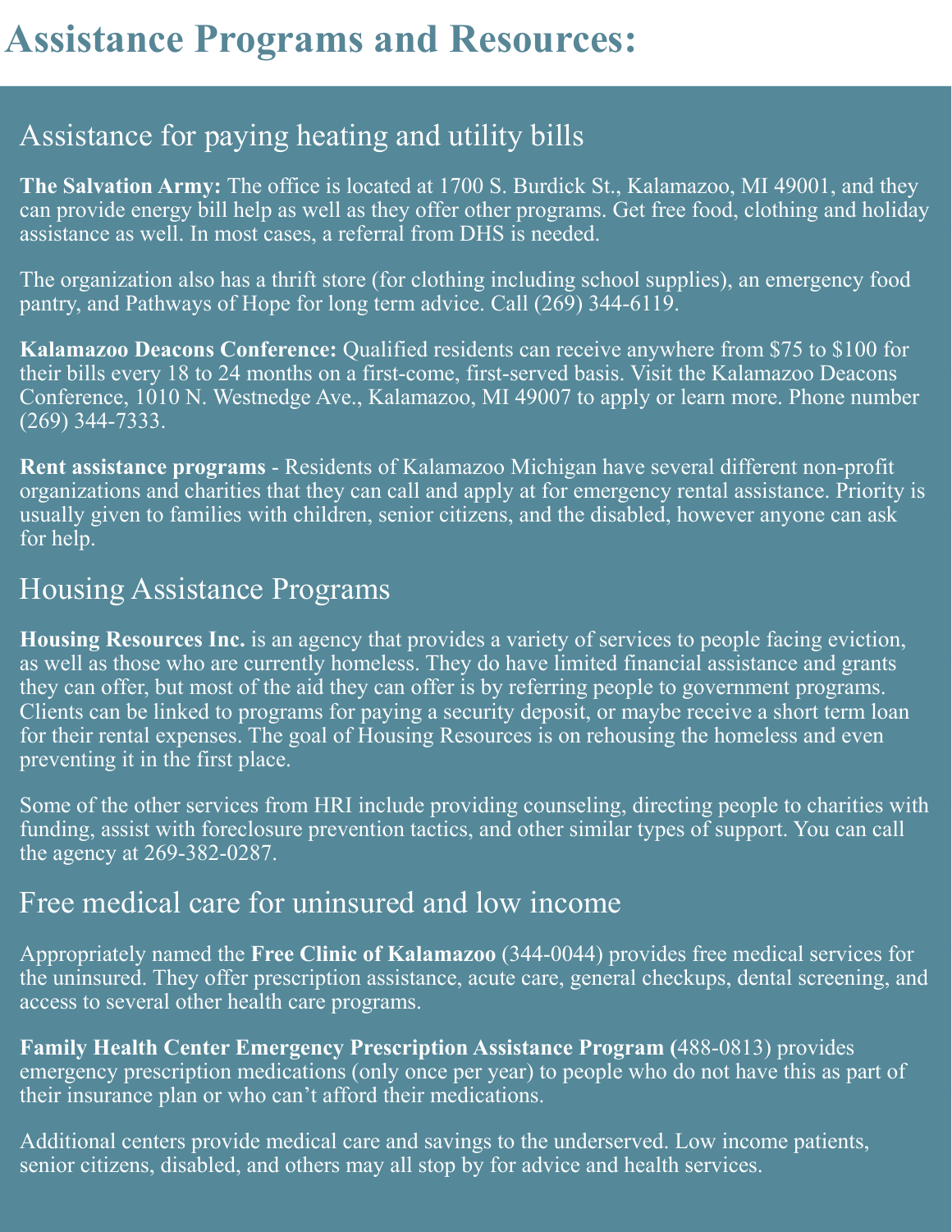# Assistance Programs and Resources:

## Assistance for paying heating and utility bills

**The Salvation Army:** The office is located at 1700 S. Burdick St., Kalamazoo, MI 49001, and they can provide energy bill help as well as they offer other programs. Get free food, clothing and holiday assistance as well. In most cases, a referral from DHS is needed.

The organization also has a thrift store (for clothing including school supplies), an emergency food pantry, and Pathways of Hope for long term advice. Call (269) 344-6119.

**Kalamazoo Deacons Conference:** Qualified residents can receive anywhere from $75 to $100 for their bills every 18 to 24 months on a first-come, first-served basis. Visit the Kalamazoo Deacons Conference, 1010 N. Westnedge Ave., Kalamazoo, MI 49007 to apply or learn more. Phone number (269) 344-7333.

**Rent assistance programs** - Residents of Kalamazoo Michigan have several different non-profit organizations and charities that they can call and apply at for emergency rental assistance. Priority is usually given to families with children, senior citizens, and the disabled, however anyone can ask for help.

## Housing Assistance Programs

**Housing Resources Inc.** is an agency that provides a variety of services to people facing eviction, as well as those who are currently homeless. They do have limited financial assistance and grants they can offer, but most of the aid they can offer is by referring people to government programs. Clients can be linked to programs for paying a security deposit, or maybe receive a short term loan for their rental expenses. The goal of Housing Resources is on rehousing the homeless and even preventing it in the first place.

Some of the other services from HRI include providing counseling, directing people to charities with funding, assist with foreclosure prevention tactics, and other similar types of support. You can call the agency at 269-382-0287.

## Free medical care for uninsured and low income

Appropriately named the **Free Clinic of Kalamazoo** (344-0044) provides free medical services for the uninsured. They offer prescription assistance, acute care, general checkups, dental screening, and access to several other health care programs.

**Family Health Center Emergency Prescription Assistance Program (**488-0813) provides emergency prescription medications (only once per year) to people who do not have this as part of their insurance plan or who can't afford their medications.

Additional centers provide medical care and savings to the underserved. Low income patients, senior citizens, disabled, and others may all stop by for advice and health services.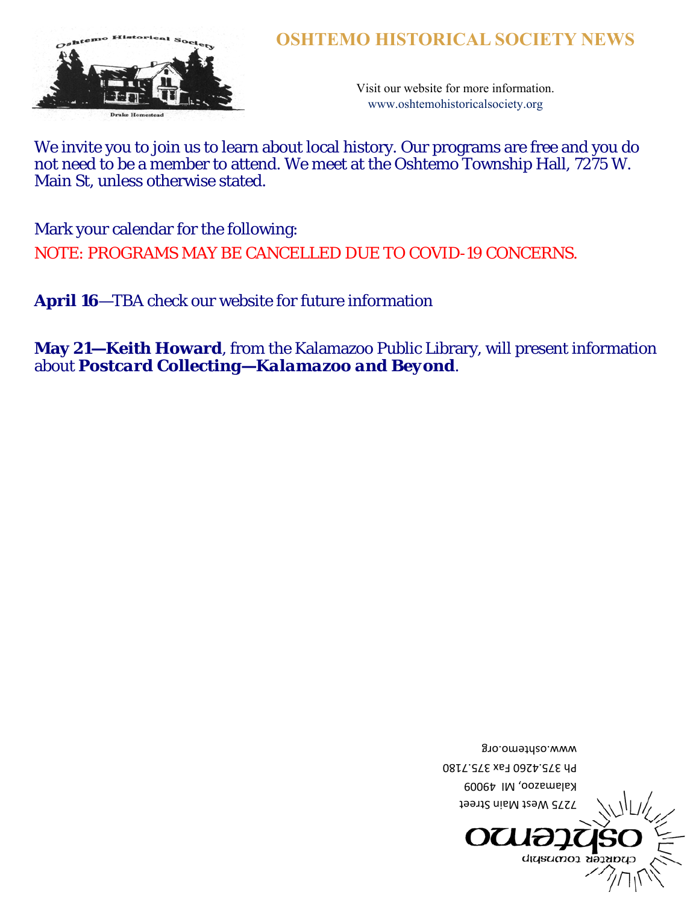# OSHTEMO HISTORICAL SOCIETY NEWS

Visit our website for more information.
www.oshtemohistoricalsociety.org

We invite you to join us to learn about local history. Our programs are free and you do not need to be a member to attend. We meet at the Oshtemo Township Hall, 7275 W. Main St, unless otherwise stated.

Mark your calendar for the following:

NOTE: PROGRAMS MAY BE CANCELLED DUE TO COVID-19 CONCERNS.

**April 16**—TBA check our website for future information

**May 21—Keith Howard**, from the Kalamazoo Public Library, will present information about ***Postcard Collecting—Kalamazoo and Beyond***.

oshtemo
charter township

7275 West Main Street
Kalamazoo, MI 49009
Ph 375.4260 Fax 375.7180
www.oshtemo.org